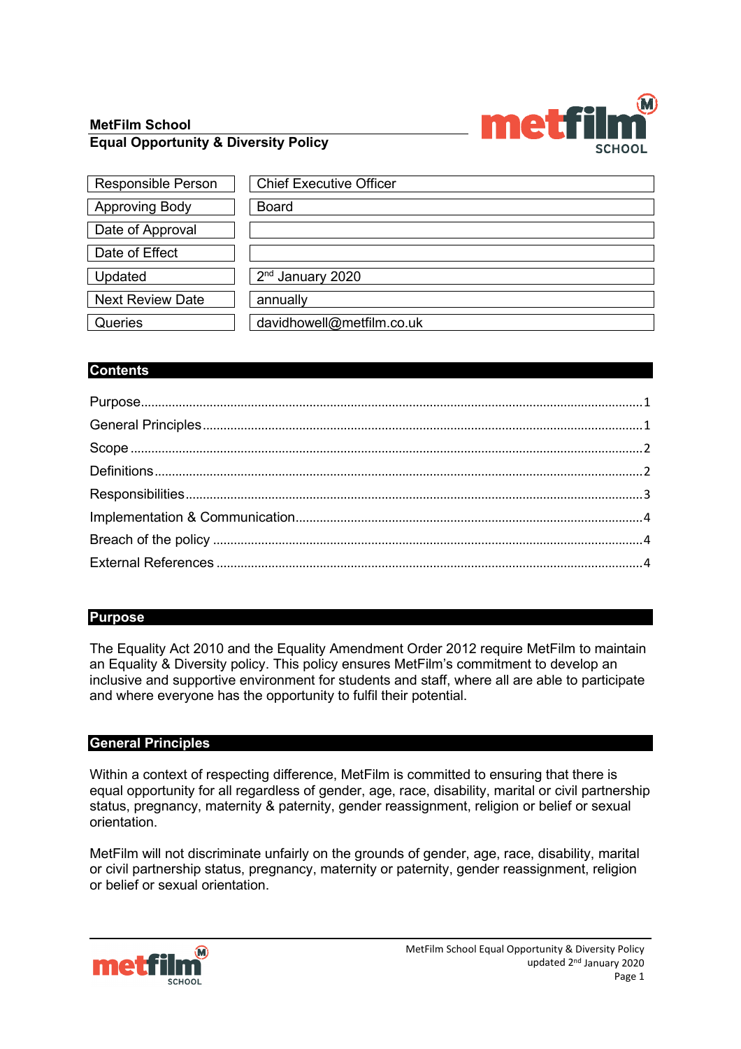**MetFilm School**
**Equal Opportunity & Diversity Policy**

| Responsible Person | Chief Executive Officer |
|---|---|
| Approving Body | Board |
| Date of Approval | |
| Date of Effect | |
| Updated | 2nd January 2020 |
| Next Review Date | annually |
| Queries | davidhowell@metfilm.co.uk |

## Contents

- Purpose......1
- General Principles......1
- Scope......2
- Definitions......2
- Responsibilities......3
- Implementation & Communication......4
- Breach of the policy......4
- External References......4

## Purpose

The Equality Act 2010 and the Equality Amendment Order 2012 require MetFilm to maintain an Equality & Diversity policy. This policy ensures MetFilm's commitment to develop an inclusive and supportive environment for students and staff, where all are able to participate and where everyone has the opportunity to fulfil their potential.

## General Principles

Within a context of respecting difference, MetFilm is committed to ensuring that there is equal opportunity for all regardless of gender, age, race, disability, marital or civil partnership status, pregnancy, maternity & paternity, gender reassignment, religion or belief or sexual orientation.

MetFilm will not discriminate unfairly on the grounds of gender, age, race, disability, marital or civil partnership status, pregnancy, maternity or paternity, gender reassignment, religion or belief or sexual orientation.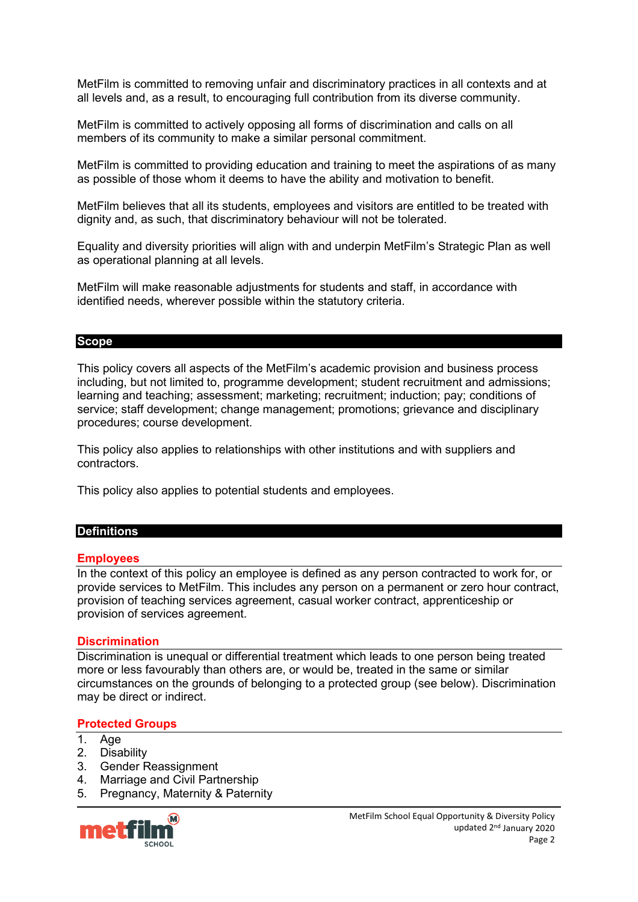MetFilm is committed to removing unfair and discriminatory practices in all contexts and at all levels and, as a result, to encouraging full contribution from its diverse community.

MetFilm is committed to actively opposing all forms of discrimination and calls on all members of its community to make a similar personal commitment.

MetFilm is committed to providing education and training to meet the aspirations of as many as possible of those whom it deems to have the ability and motivation to benefit.

MetFilm believes that all its students, employees and visitors are entitled to be treated with dignity and, as such, that discriminatory behaviour will not be tolerated.

Equality and diversity priorities will align with and underpin MetFilm's Strategic Plan as well as operational planning at all levels.

MetFilm will make reasonable adjustments for students and staff, in accordance with identified needs, wherever possible within the statutory criteria.

## Scope

This policy covers all aspects of the MetFilm's academic provision and business process including, but not limited to, programme development; student recruitment and admissions; learning and teaching; assessment; marketing; recruitment; induction; pay; conditions of service; staff development; change management; promotions; grievance and disciplinary procedures; course development.

This policy also applies to relationships with other institutions and with suppliers and contractors.

This policy also applies to potential students and employees.

## Definitions

### Employees

In the context of this policy an employee is defined as any person contracted to work for, or provide services to MetFilm. This includes any person on a permanent or zero hour contract, provision of teaching services agreement, casual worker contract, apprenticeship or provision of services agreement.

### Discrimination

Discrimination is unequal or differential treatment which leads to one person being treated more or less favourably than others are, or would be, treated in the same or similar circumstances on the grounds of belonging to a protected group (see below). Discrimination may be direct or indirect.

### Protected Groups

1. Age
2. Disability
3. Gender Reassignment
4. Marriage and Civil Partnership
5. Pregnancy, Maternity & Paternity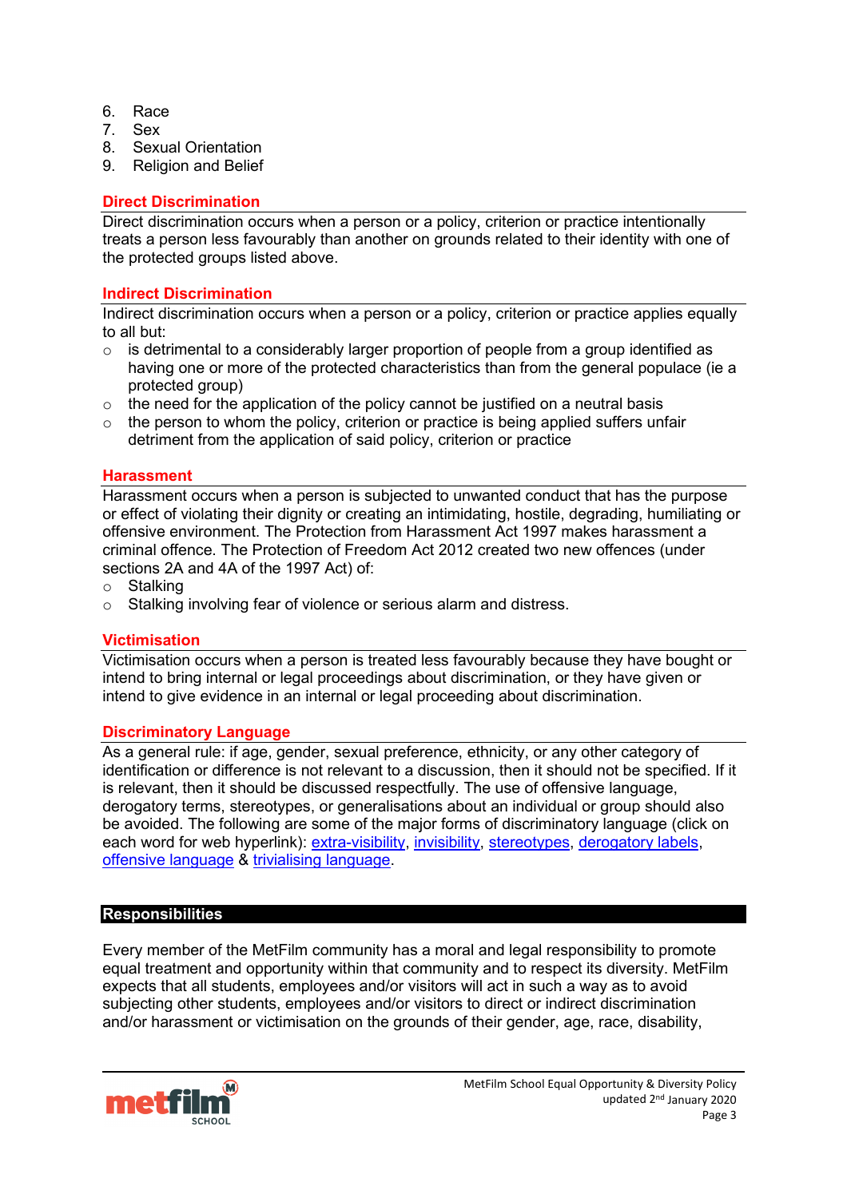6. Race
7. Sex
8. Sexual Orientation
9. Religion and Belief

### Direct Discrimination

Direct discrimination occurs when a person or a policy, criterion or practice intentionally treats a person less favourably than another on grounds related to their identity with one of the protected groups listed above.

### Indirect Discrimination

Indirect discrimination occurs when a person or a policy, criterion or practice applies equally to all but:

- is detrimental to a considerably larger proportion of people from a group identified as having one or more of the protected characteristics than from the general populace (ie a protected group)
- the need for the application of the policy cannot be justified on a neutral basis
- the person to whom the policy, criterion or practice is being applied suffers unfair detriment from the application of said policy, criterion or practice

### Harassment

Harassment occurs when a person is subjected to unwanted conduct that has the purpose or effect of violating their dignity or creating an intimidating, hostile, degrading, humiliating or offensive environment. The Protection from Harassment Act 1997 makes harassment a criminal offence. The Protection of Freedom Act 2012 created two new offences (under sections 2A and 4A of the 1997 Act) of:

- Stalking
- Stalking involving fear of violence or serious alarm and distress.

### Victimisation

Victimisation occurs when a person is treated less favourably because they have bought or intend to bring internal or legal proceedings about discrimination, or they have given or intend to give evidence in an internal or legal proceeding about discrimination.

### Discriminatory Language

As a general rule: if age, gender, sexual preference, ethnicity, or any other category of identification or difference is not relevant to a discussion, then it should not be specified. If it is relevant, then it should be discussed respectfully. The use of offensive language, derogatory terms, stereotypes, or generalisations about an individual or group should also be avoided. The following are some of the major forms of discriminatory language (click on each word for web hyperlink): extra-visibility, invisibility, stereotypes, derogatory labels, offensive language & trivialising language.

## Responsibilities

Every member of the MetFilm community has a moral and legal responsibility to promote equal treatment and opportunity within that community and to respect its diversity. MetFilm expects that all students, employees and/or visitors will act in such a way as to avoid subjecting other students, employees and/or visitors to direct or indirect discrimination and/or harassment or victimisation on the grounds of their gender, age, race, disability,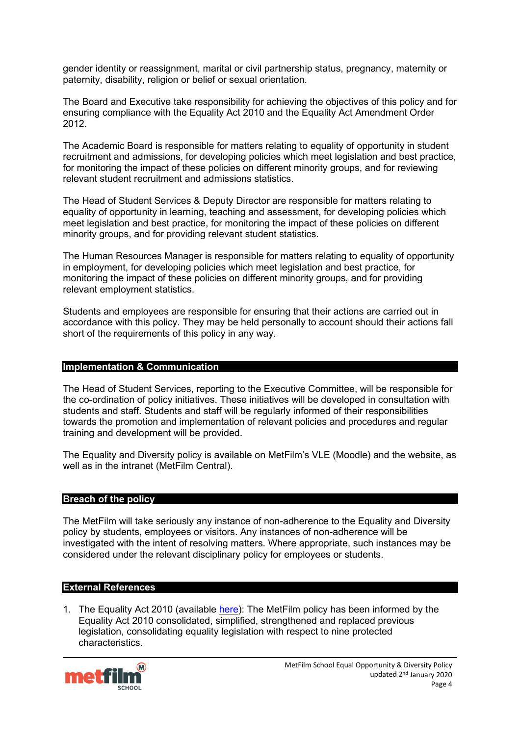gender identity or reassignment, marital or civil partnership status, pregnancy, maternity or paternity, disability, religion or belief or sexual orientation.

The Board and Executive take responsibility for achieving the objectives of this policy and for ensuring compliance with the Equality Act 2010 and the Equality Act Amendment Order 2012.

The Academic Board is responsible for matters relating to equality of opportunity in student recruitment and admissions, for developing policies which meet legislation and best practice, for monitoring the impact of these policies on different minority groups, and for reviewing relevant student recruitment and admissions statistics.

The Head of Student Services & Deputy Director are responsible for matters relating to equality of opportunity in learning, teaching and assessment, for developing policies which meet legislation and best practice, for monitoring the impact of these policies on different minority groups, and for providing relevant student statistics.

The Human Resources Manager is responsible for matters relating to equality of opportunity in employment, for developing policies which meet legislation and best practice, for monitoring the impact of these policies on different minority groups, and for providing relevant employment statistics.

Students and employees are responsible for ensuring that their actions are carried out in accordance with this policy. They may be held personally to account should their actions fall short of the requirements of this policy in any way.

## Implementation & Communication

The Head of Student Services, reporting to the Executive Committee, will be responsible for the co-ordination of policy initiatives. These initiatives will be developed in consultation with students and staff. Students and staff will be regularly informed of their responsibilities towards the promotion and implementation of relevant policies and procedures and regular training and development will be provided.

The Equality and Diversity policy is available on MetFilm's VLE (Moodle) and the website, as well as in the intranet (MetFilm Central).

## Breach of the policy

The MetFilm will take seriously any instance of non-adherence to the Equality and Diversity policy by students, employees or visitors. Any instances of non-adherence will be investigated with the intent of resolving matters. Where appropriate, such instances may be considered under the relevant disciplinary policy for employees or students.

## External References

1. The Equality Act 2010 (available here): The MetFilm policy has been informed by the Equality Act 2010 consolidated, simplified, strengthened and replaced previous legislation, consolidating equality legislation with respect to nine protected characteristics.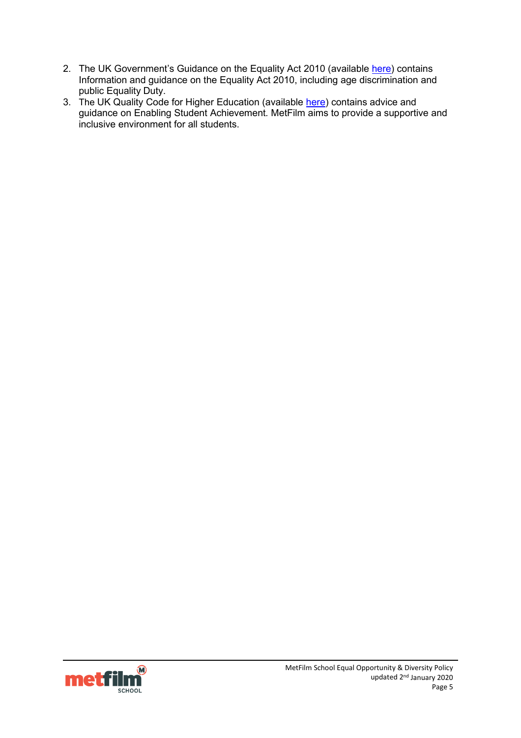2. The UK Government's Guidance on the Equality Act 2010 (available here) contains Information and guidance on the Equality Act 2010, including age discrimination and public Equality Duty.
3. The UK Quality Code for Higher Education (available here) contains advice and guidance on Enabling Student Achievement. MetFilm aims to provide a supportive and inclusive environment for all students.